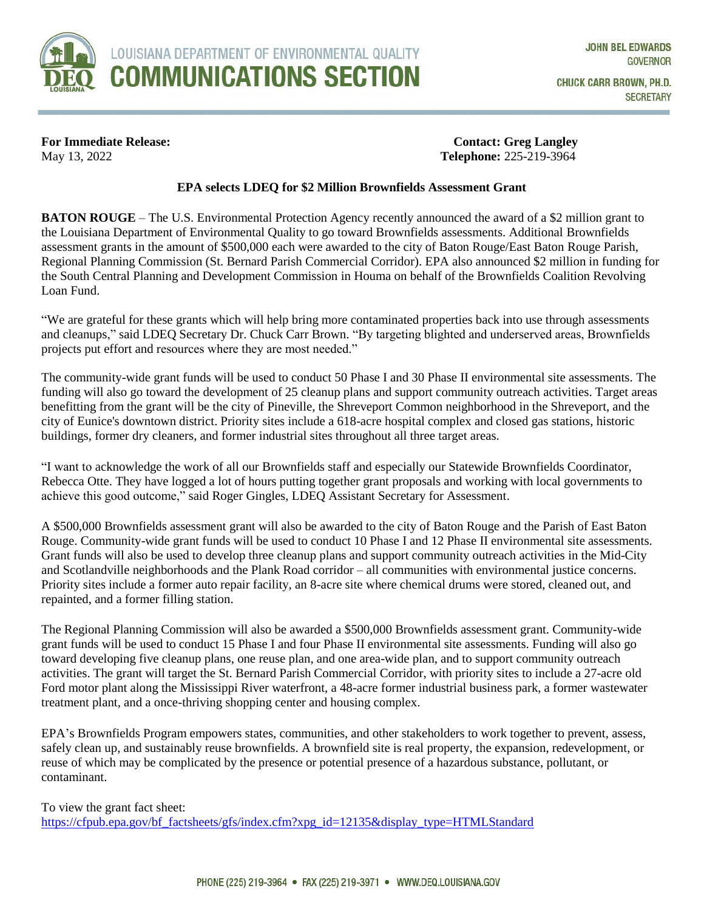LOUISIANA DEPARTMENT OF ENVIRONMENTAL QUALITY
# COMMUNICATIONS SECTION

JOHN BEL EDWARDS
GOVERNOR

CHUCK CARR BROWN, PH.D.
SECRETARY

**For Immediate Release:**
May 13, 2022

**Contact: Greg Langley**
**Telephone:** 225-219-3964

## EPA selects LDEQ for $2 Million Brownfields Assessment Grant

**BATON ROUGE** – The U.S. Environmental Protection Agency recently announced the award of a $2 million grant to the Louisiana Department of Environmental Quality to go toward Brownfields assessments. Additional Brownfields assessment grants in the amount of $500,000 each were awarded to the city of Baton Rouge/East Baton Rouge Parish, Regional Planning Commission (St. Bernard Parish Commercial Corridor). EPA also announced $2 million in funding for the South Central Planning and Development Commission in Houma on behalf of the Brownfields Coalition Revolving Loan Fund.

"We are grateful for these grants which will help bring more contaminated properties back into use through assessments and cleanups," said LDEQ Secretary Dr. Chuck Carr Brown. "By targeting blighted and underserved areas, Brownfields projects put effort and resources where they are most needed."

The community-wide grant funds will be used to conduct 50 Phase I and 30 Phase II environmental site assessments. The funding will also go toward the development of 25 cleanup plans and support community outreach activities. Target areas benefitting from the grant will be the city of Pineville, the Shreveport Common neighborhood in the Shreveport, and the city of Eunice's downtown district. Priority sites include a 618-acre hospital complex and closed gas stations, historic buildings, former dry cleaners, and former industrial sites throughout all three target areas.

"I want to acknowledge the work of all our Brownfields staff and especially our Statewide Brownfields Coordinator, Rebecca Otte. They have logged a lot of hours putting together grant proposals and working with local governments to achieve this good outcome," said Roger Gingles, LDEQ Assistant Secretary for Assessment.

A $500,000 Brownfields assessment grant will also be awarded to the city of Baton Rouge and the Parish of East Baton Rouge. Community-wide grant funds will be used to conduct 10 Phase I and 12 Phase II environmental site assessments. Grant funds will also be used to develop three cleanup plans and support community outreach activities in the Mid-City and Scotlandville neighborhoods and the Plank Road corridor – all communities with environmental justice concerns. Priority sites include a former auto repair facility, an 8-acre site where chemical drums were stored, cleaned out, and repainted, and a former filling station.

The Regional Planning Commission will also be awarded a $500,000 Brownfields assessment grant. Community-wide grant funds will be used to conduct 15 Phase I and four Phase II environmental site assessments. Funding will also go toward developing five cleanup plans, one reuse plan, and one area-wide plan, and to support community outreach activities. The grant will target the St. Bernard Parish Commercial Corridor, with priority sites to include a 27-acre old Ford motor plant along the Mississippi River waterfront, a 48-acre former industrial business park, a former wastewater treatment plant, and a once-thriving shopping center and housing complex.

EPA's Brownfields Program empowers states, communities, and other stakeholders to work together to prevent, assess, safely clean up, and sustainably reuse brownfields. A brownfield site is real property, the expansion, redevelopment, or reuse of which may be complicated by the presence or potential presence of a hazardous substance, pollutant, or contaminant.

To view the grant fact sheet:
https://cfpub.epa.gov/bf_factsheets/gfs/index.cfm?xpg_id=12135&display_type=HTMLStandard

PHONE (225) 219-3964 • FAX (225) 219-3971 • WWW.DEQ.LOUISIANA.GOV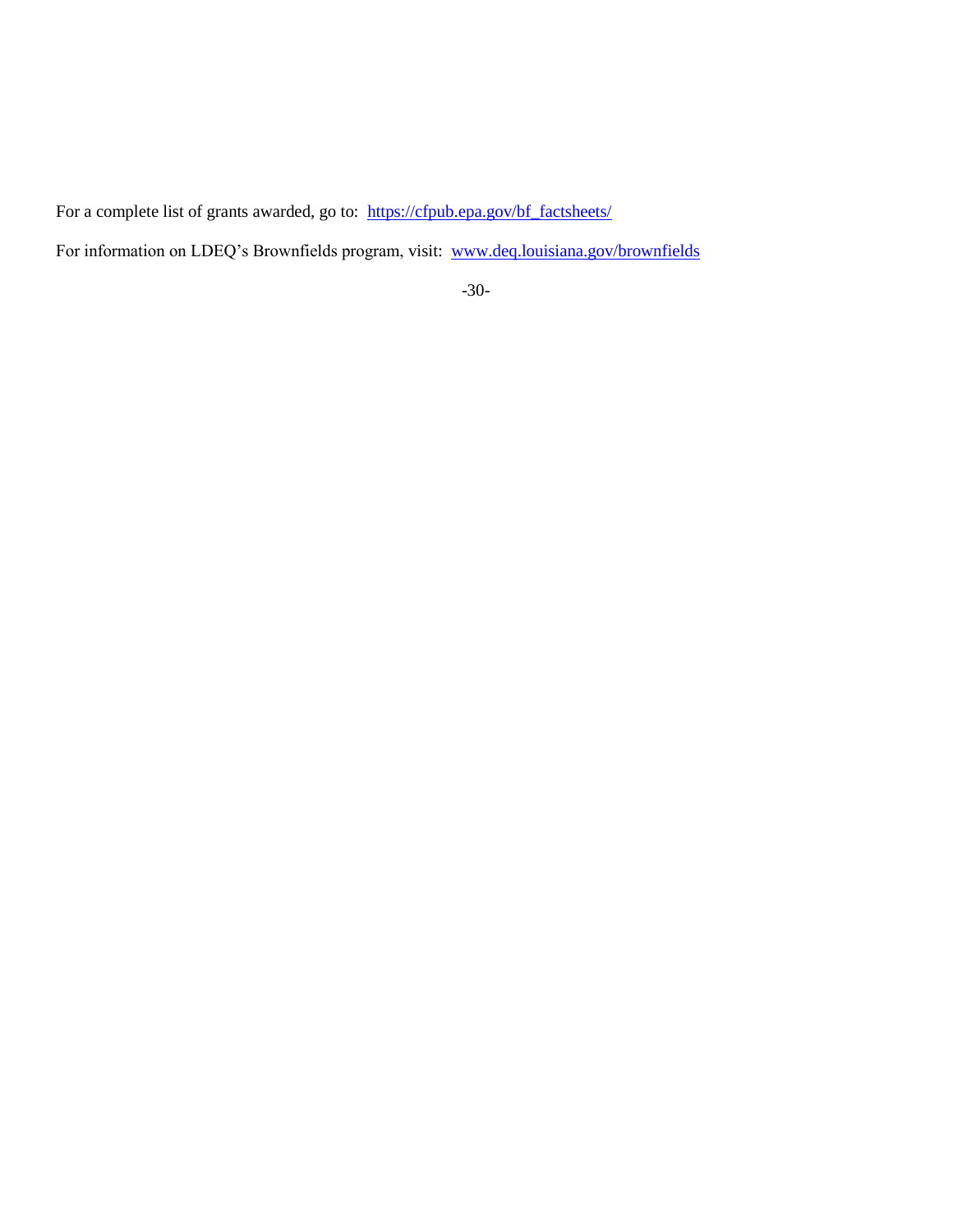For a complete list of grants awarded, go to: [https://cfpub.epa.gov/bf_factsheets/](https://cfpub.epa.gov/bf_factsheets/)

For information on LDEQ's Brownfields program, visit: [www.deq.louisiana.gov/brownfields](http://www.deq.louisiana.gov/brownfields)

-30-